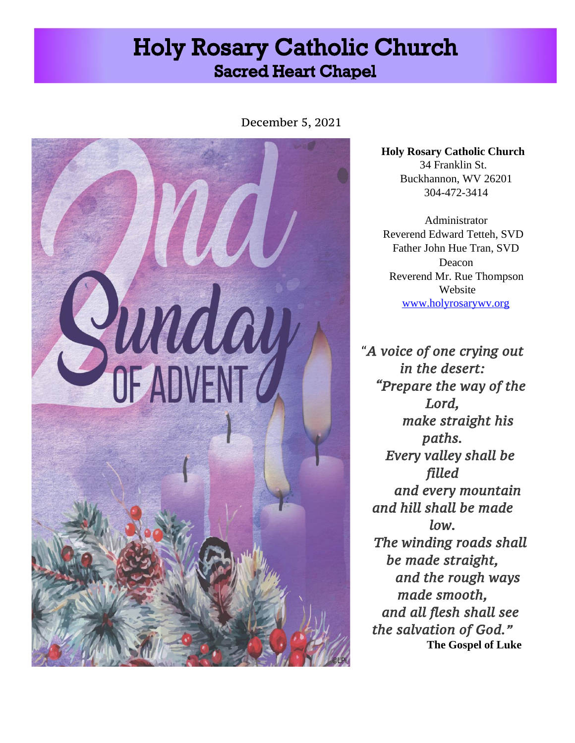# Holy Rosary Catholic Church
## Sacred Heart Chapel

December 5, 2021

**Holy Rosary Catholic Church**
34 Franklin St.
Buckhannon, WV 26201
304-472-3414

Administrator
Reverend Edward Tetteh, SVD
Father John Hue Tran, SVD
Deacon
Reverend Mr. Rue Thompson
Website
[www.holyrosarywv.org](http://www.holyrosarywv.org)

*"A voice of one crying out in the desert:*
*"Prepare the way of the Lord,*
*make straight his paths.*
*Every valley shall be filled*
*and every mountain and hill shall be made low.*
*The winding roads shall be made straight,*
*and the rough ways made smooth,*
*and all flesh shall see the salvation of God."*

**The Gospel of Luke**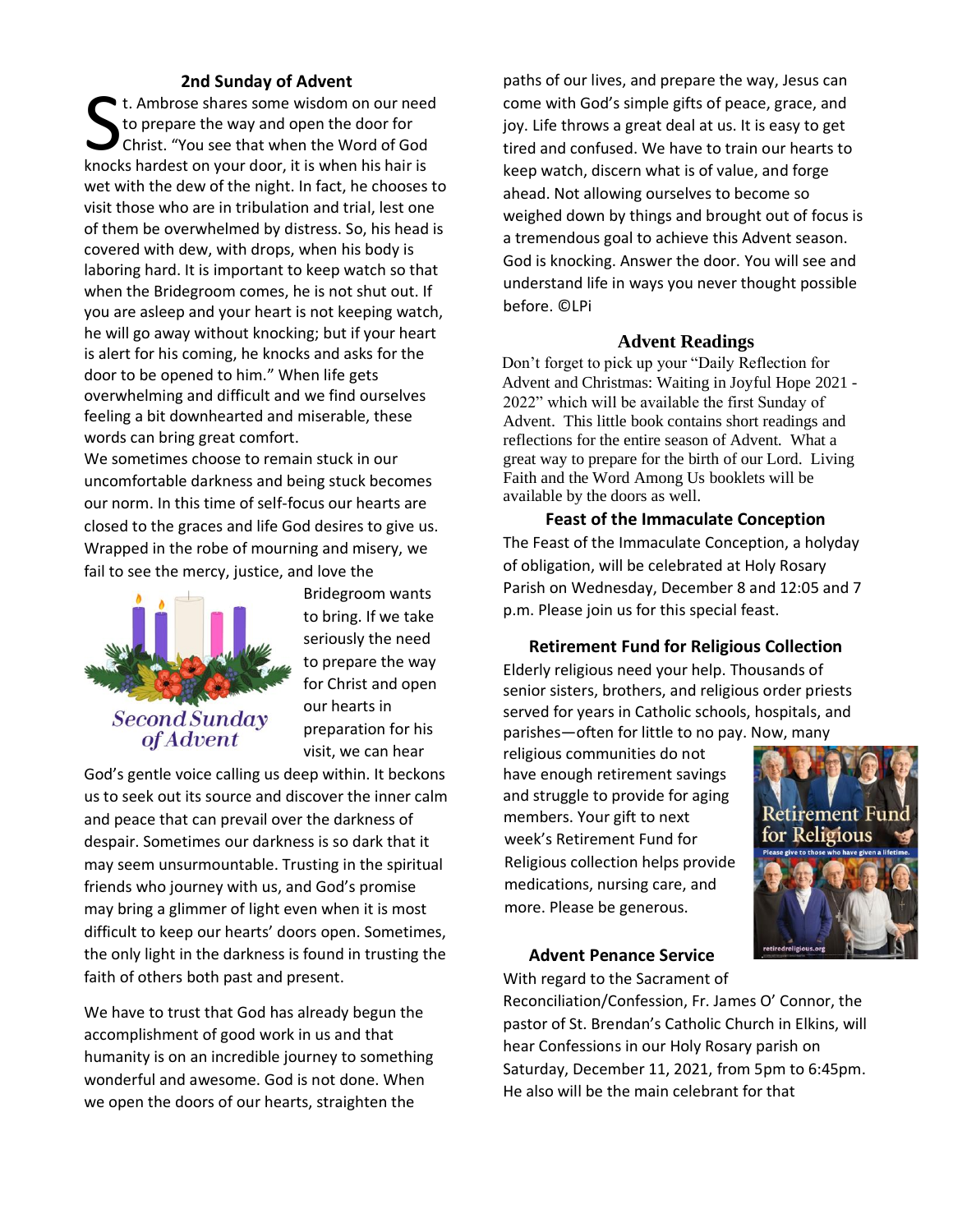## 2nd Sunday of Advent

St. Ambrose shares some wisdom on our need to prepare the way and open the door for Christ. "You see that when the Word of God knocks hardest on your door, it is when his hair is wet with the dew of the night. In fact, he chooses to visit those who are in tribulation and trial, lest one of them be overwhelmed by distress. So, his head is covered with dew, with drops, when his body is laboring hard. It is important to keep watch so that when the Bridegroom comes, he is not shut out. If you are asleep and your heart is not keeping watch, he will go away without knocking; but if your heart is alert for his coming, he knocks and asks for the door to be opened to him." When life gets overwhelming and difficult and we find ourselves feeling a bit downhearted and miserable, these words can bring great comfort.

We sometimes choose to remain stuck in our uncomfortable darkness and being stuck becomes our norm. In this time of self-focus our hearts are closed to the graces and life God desires to give us. Wrapped in the robe of mourning and misery, we fail to see the mercy, justice, and love the Bridegroom wants to bring. If we take seriously the need to prepare the way for Christ and open our hearts in preparation for his visit, we can hear God's gentle voice calling us deep within. It beckons us to seek out its source and discover the inner calm and peace that can prevail over the darkness of despair. Sometimes our darkness is so dark that it may seem unsurmountable. Trusting in the spiritual friends who journey with us, and God's promise may bring a glimmer of light even when it is most difficult to keep our hearts' doors open. Sometimes, the only light in the darkness is found in trusting the faith of others both past and present.

We have to trust that God has already begun the accomplishment of good work in us and that humanity is on an incredible journey to something wonderful and awesome. God is not done. When we open the doors of our hearts, straighten the paths of our lives, and prepare the way, Jesus can come with God's simple gifts of peace, grace, and joy. Life throws a great deal at us. It is easy to get tired and confused. We have to train our hearts to keep watch, discern what is of value, and forge ahead. Not allowing ourselves to become so weighed down by things and brought out of focus is a tremendous goal to achieve this Advent season. God is knocking. Answer the door. You will see and understand life in ways you never thought possible before. ©LPi

## Advent Readings

Don't forget to pick up your "Daily Reflection for Advent and Christmas: Waiting in Joyful Hope 2021 - 2022" which will be available the first Sunday of Advent. This little book contains short readings and reflections for the entire season of Advent. What a great way to prepare for the birth of our Lord. Living Faith and the Word Among Us booklets will be available by the doors as well.

## Feast of the Immaculate Conception

The Feast of the Immaculate Conception, a holyday of obligation, will be celebrated at Holy Rosary Parish on Wednesday, December 8 and 12:05 and 7 p.m. Please join us for this special feast.

## Retirement Fund for Religious Collection

Elderly religious need your help. Thousands of senior sisters, brothers, and religious order priests served for years in Catholic schools, hospitals, and parishes—often for little to no pay. Now, many religious communities do not have enough retirement savings and struggle to provide for aging members. Your gift to next week's Retirement Fund for Religious collection helps provide medications, nursing care, and more. Please be generous.

## Advent Penance Service

With regard to the Sacrament of Reconciliation/Confession, Fr. James O' Connor, the pastor of St. Brendan's Catholic Church in Elkins, will hear Confessions in our Holy Rosary parish on Saturday, December 11, 2021, from 5pm to 6:45pm. He also will be the main celebrant for that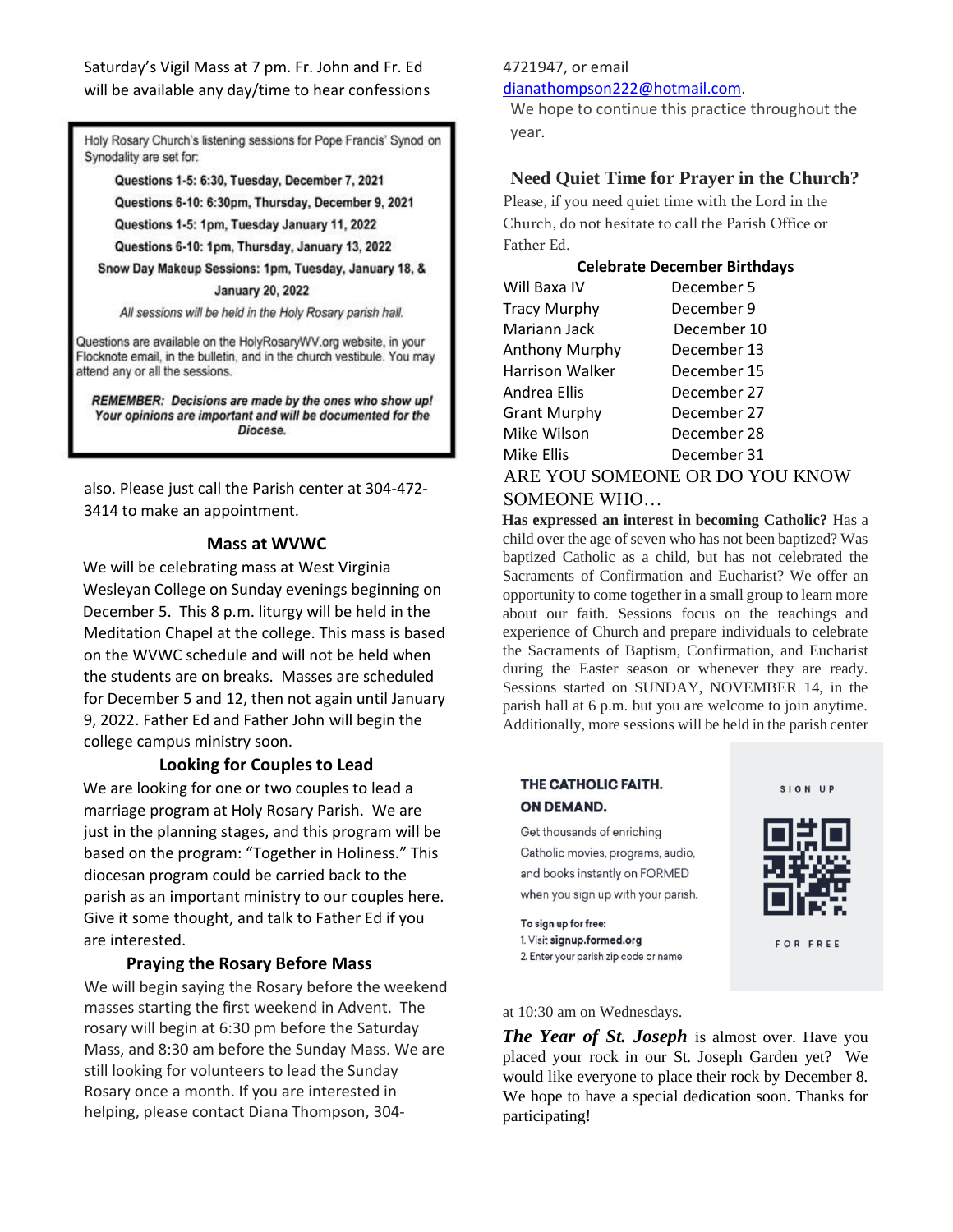Saturday's Vigil Mass at 7 pm. Fr. John and Fr. Ed will be available any day/time to hear confessions

Holy Rosary Church's listening sessions for Pope Francis' Synod on Synodality are set for:

**Questions 1-5: 6:30, Tuesday, December 7, 2021**

**Questions 6-10: 6:30pm, Thursday, December 9, 2021**

**Questions 1-5: 1pm, Tuesday January 11, 2022**

**Questions 6-10: 1pm, Thursday, January 13, 2022**

**Snow Day Makeup Sessions: 1pm, Tuesday, January 18, & January 20, 2022**

*All sessions will be held in the Holy Rosary parish hall.*

Questions are available on the HolyRosaryWV.org website, in your Flocknote email, in the bulletin, and in the church vestibule. You may attend any or all the sessions.

***REMEMBER: Decisions are made by the ones who show up! Your opinions are important and will be documented for the Diocese.***

also. Please just call the Parish center at 304-472-3414 to make an appointment.

## Mass at WVWC

We will be celebrating mass at West Virginia Wesleyan College on Sunday evenings beginning on December 5. This 8 p.m. liturgy will be held in the Meditation Chapel at the college. This mass is based on the WVWC schedule and will not be held when the students are on breaks. Masses are scheduled for December 5 and 12, then not again until January 9, 2022. Father Ed and Father John will begin the college campus ministry soon.

## Looking for Couples to Lead

We are looking for one or two couples to lead a marriage program at Holy Rosary Parish. We are just in the planning stages, and this program will be based on the program: "Together in Holiness." This diocesan program could be carried back to the parish as an important ministry to our couples here. Give it some thought, and talk to Father Ed if you are interested.

## Praying the Rosary Before Mass

We will begin saying the Rosary before the weekend masses starting the first weekend in Advent. The rosary will begin at 6:30 pm before the Saturday Mass, and 8:30 am before the Sunday Mass. We are still looking for volunteers to lead the Sunday Rosary once a month. If you are interested in helping, please contact Diana Thompson, 304-4721947, or email dianathompson222@hotmail.com.

We hope to continue this practice throughout the year.

## Need Quiet Time for Prayer in the Church?

Please, if you need quiet time with the Lord in the Church, do not hesitate to call the Parish Office or Father Ed.

## Celebrate December Birthdays

| | |
|---|---|
| Will Baxa IV | December 5 |
| Tracy Murphy | December 9 |
| Mariann Jack | December 10 |
| Anthony Murphy | December 13 |
| Harrison Walker | December 15 |
| Andrea Ellis | December 27 |
| Grant Murphy | December 27 |
| Mike Wilson | December 28 |
| Mike Ellis | December 31 |

## ARE YOU SOMEONE OR DO YOU KNOW SOMEONE WHO…

**Has expressed an interest in becoming Catholic?** Has a child over the age of seven who has not been baptized? Was baptized Catholic as a child, but has not celebrated the Sacraments of Confirmation and Eucharist? We offer an opportunity to come together in a small group to learn more about our faith. Sessions focus on the teachings and experience of Church and prepare individuals to celebrate the Sacraments of Baptism, Confirmation, and Eucharist during the Easter season or whenever they are ready. Sessions started on SUNDAY, NOVEMBER 14, in the parish hall at 6 p.m. but you are welcome to join anytime. Additionally, more sessions will be held in the parish center at 10:30 am on Wednesdays.

**THE CATHOLIC FAITH. ON DEMAND.**

Get thousands of enriching Catholic movies, programs, audio, and books instantly on FORMED when you sign up with your parish.

To sign up for free:
1. Visit **signup.formed.org**
2. Enter your parish zip code or name

SIGN UP FOR FREE

***The Year of St. Joseph*** is almost over. Have you placed your rock in our St. Joseph Garden yet? We would like everyone to place their rock by December 8. We hope to have a special dedication soon. Thanks for participating!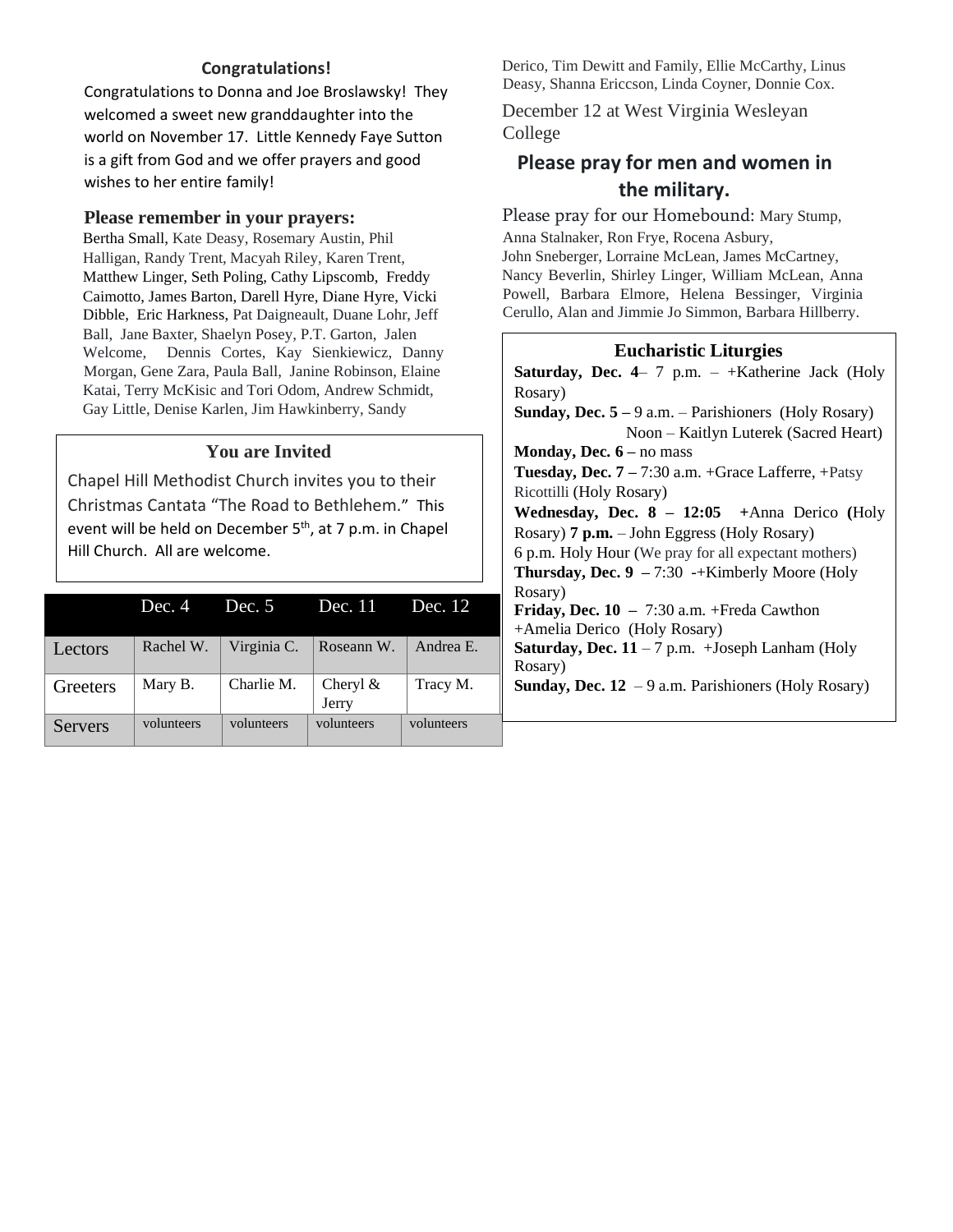## Congratulations!

Congratulations to Donna and Joe Broslawsky! They welcomed a sweet new granddaughter into the world on November 17. Little Kennedy Faye Sutton is a gift from God and we offer prayers and good wishes to her entire family!

**Please remember in your prayers:**

Bertha Small, Kate Deasy, Rosemary Austin, Phil Halligan, Randy Trent, Macyah Riley, Karen Trent, Matthew Linger, Seth Poling, Cathy Lipscomb, Freddy Caimotto, James Barton, Darell Hyre, Diane Hyre, Vicki Dibble, Eric Harkness, Pat Daigneault, Duane Lohr, Jeff Ball, Jane Baxter, Shaelyn Posey, P.T. Garton, Jalen Welcome, Dennis Cortes, Kay Sienkiewicz, Danny Morgan, Gene Zara, Paula Ball, Janine Robinson, Elaine Katai, Terry McKisic and Tori Odom, Andrew Schmidt, Gay Little, Denise Karlen, Jim Hawkinberry, Sandy Derico, Tim Dewitt and Family, Ellie McCarthy, Linus Deasy, Shanna Ericcson, Linda Coyner, Donnie Cox.

### You are Invited

Chapel Hill Methodist Church invites you to their Christmas Cantata "The Road to Bethlehem." This event will be held on December 5th, at 7 p.m. in Chapel Hill Church. All are welcome.

| | Dec. 4 | Dec. 5 | Dec. 11 | Dec. 12 |
|---|---|---|---|---|
| Lectors | Rachel W. | Virginia C. | Roseann W. | Andrea E. |
| Greeters | Mary B. | Charlie M. | Cheryl & Jerry | Tracy M. |
| Servers | volunteers | volunteers | volunteers | volunteers |

December 12 at West Virginia Wesleyan College

## Please pray for men and women in the military.

Please pray for our Homebound: Mary Stump, Anna Stalnaker, Ron Frye, Rocena Asbury, John Sneberger, Lorraine McLean, James McCartney, Nancy Beverlin, Shirley Linger, William McLean, Anna Powell, Barbara Elmore, Helena Bessinger, Virginia Cerullo, Alan and Jimmie Jo Simmon, Barbara Hillberry.

### Eucharistic Liturgies

**Saturday, Dec. 4**– 7 p.m. – +Katherine Jack (Holy Rosary)

**Sunday, Dec. 5 –** 9 a.m. – Parishioners (Holy Rosary)
Noon – Kaitlyn Luterek (Sacred Heart)

**Monday, Dec. 6 –** no mass

**Tuesday, Dec. 7 –** 7:30 a.m. +Grace Lafferre, +Patsy Ricottilli (Holy Rosary)

**Wednesday, Dec. 8 – 12:05** +Anna Derico (Holy Rosary) **7 p.m.** – John Eggress (Holy Rosary)
6 p.m. Holy Hour (We pray for all expectant mothers)

**Thursday, Dec. 9 –** 7:30 -+Kimberly Moore (Holy Rosary)

**Friday, Dec. 10 –** 7:30 a.m. +Freda Cawthon +Amelia Derico (Holy Rosary)

**Saturday, Dec. 11** – 7 p.m. +Joseph Lanham (Holy Rosary)

**Sunday, Dec. 12** – 9 a.m. Parishioners (Holy Rosary)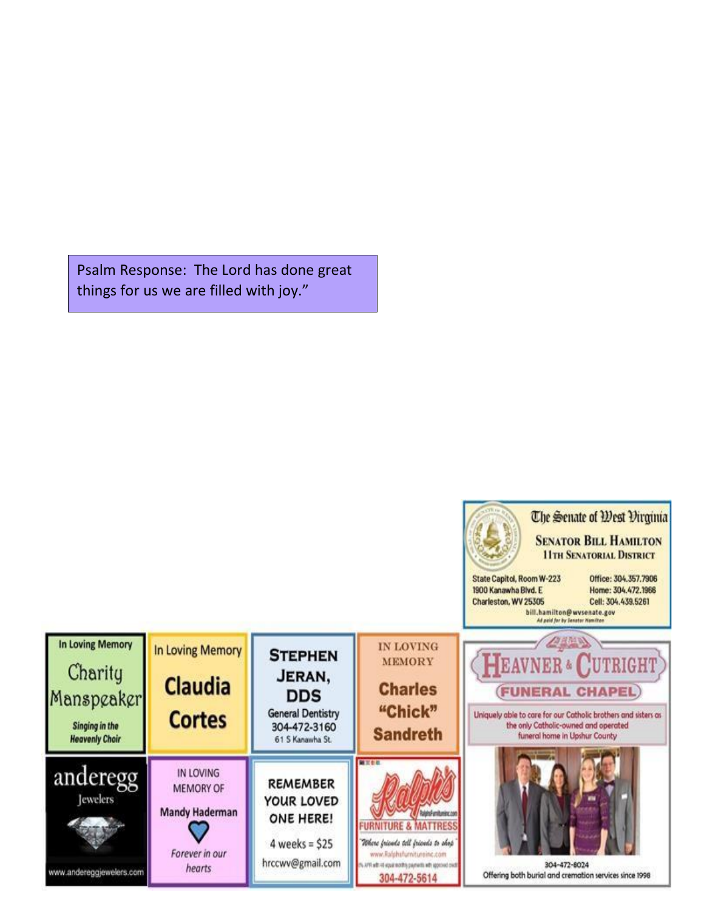Psalm Response: The Lord has done great things for us we are filled with joy."

The Senate of West Virginia

SENATOR BILL HAMILTON
11TH SENATORIAL DISTRICT

State Capitol, Room W-223
1900 Kanawha Blvd. E
Charleston, WV 25305

Office: 304.357.7906
Home: 304.472.1966
Cell: 304.439.5261

bill.hamilton@wvsenate.gov

Ad paid for by Senator Hamilton

In Loving Memory
Charity Manspeaker
Singing in the Heavenly Choir

In Loving Memory
Claudia Cortes

STEPHEN JERAN, DDS
General Dentistry
304-472-3160
61 S Kanawha St.

IN LOVING MEMORY
Charles "Chick" Sandreth

HEAVNER & CUTRIGHT
FUNERAL CHAPEL

Uniquely able to care for our Catholic brothers and sisters as the only Catholic-owned and operated funeral home in Upshur County

304-472-8024
Offering both burial and cremation services since 1998

anderegg
Jewelers
www.andereggjewelers.com

IN LOVING MEMORY OF
Mandy Haderman
Forever in our hearts

REMEMBER YOUR LOVED ONE HERE!
4 weeks = $25
hrccwv@gmail.com

Ralph's
FURNITURE & MATTRESS
"Where friends tell friends to shop"
www.Ralphsfurnitureinc.com
304-472-5614